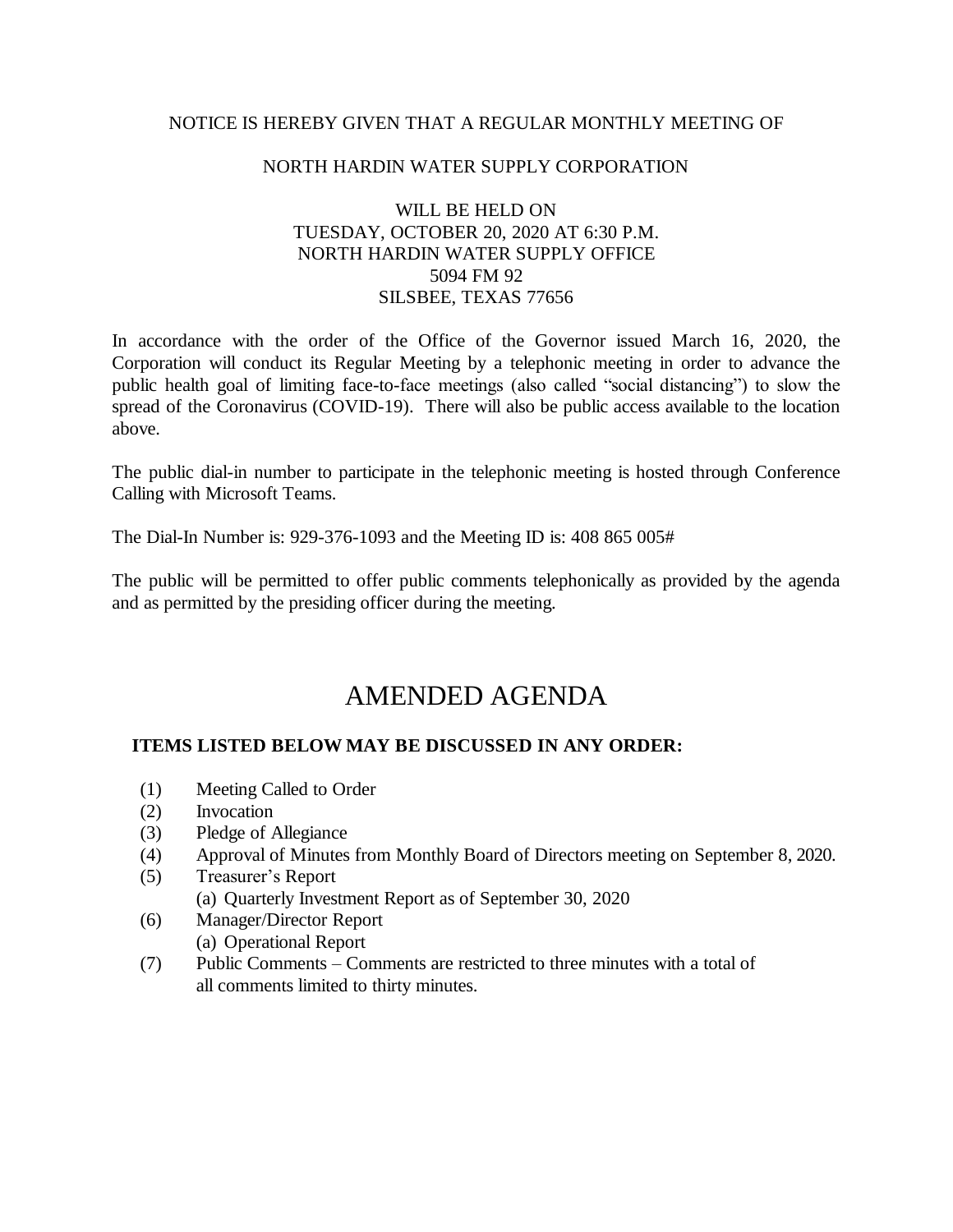NOTICE IS HEREBY GIVEN THAT A REGULAR MONTHLY MEETING OF

NORTH HARDIN WATER SUPPLY CORPORATION

WILL BE HELD ON
TUESDAY, OCTOBER 20, 2020 AT 6:30 P.M.
NORTH HARDIN WATER SUPPLY OFFICE
5094 FM 92
SILSBEE, TEXAS 77656

In accordance with the order of the Office of the Governor issued March 16, 2020, the Corporation will conduct its Regular Meeting by a telephonic meeting in order to advance the public health goal of limiting face-to-face meetings (also called "social distancing") to slow the spread of the Coronavirus (COVID-19). There will also be public access available to the location above.

The public dial-in number to participate in the telephonic meeting is hosted through Conference Calling with Microsoft Teams.

The Dial-In Number is: 929-376-1093 and the Meeting ID is: 408 865 005#

The public will be permitted to offer public comments telephonically as provided by the agenda and as permitted by the presiding officer during the meeting.

# AMENDED AGENDA

**ITEMS LISTED BELOW MAY BE DISCUSSED IN ANY ORDER:**

(1) Meeting Called to Order
(2) Invocation
(3) Pledge of Allegiance
(4) Approval of Minutes from Monthly Board of Directors meeting on September 8, 2020.
(5) Treasurer's Report
  (a) Quarterly Investment Report as of September 30, 2020
(6) Manager/Director Report
  (a) Operational Report
(7) Public Comments – Comments are restricted to three minutes with a total of all comments limited to thirty minutes.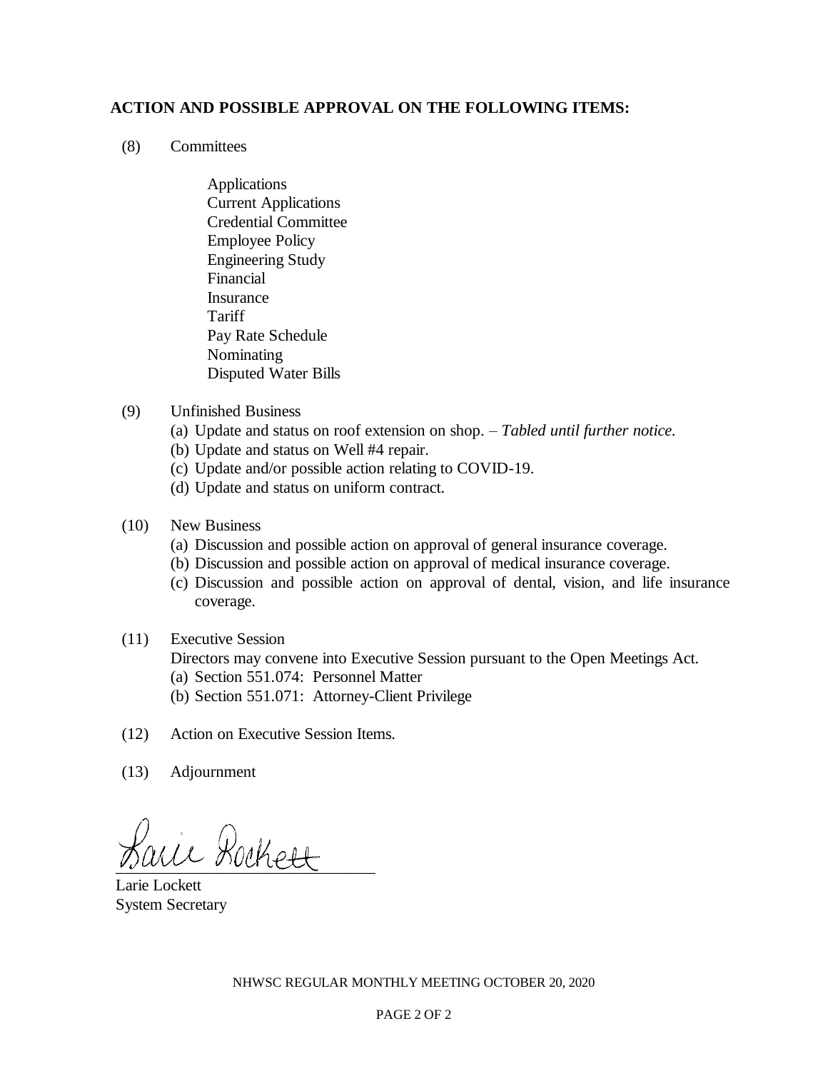**ACTION AND POSSIBLE APPROVAL ON THE FOLLOWING ITEMS:**

(8) Committees

Applications
Current Applications
Credential Committee
Employee Policy
Engineering Study
Financial
Insurance
Tariff
Pay Rate Schedule
Nominating
Disputed Water Bills

(9) Unfinished Business
- (a) Update and status on roof extension on shop. – *Tabled until further notice.*
- (b) Update and status on Well #4 repair.
- (c) Update and/or possible action relating to COVID-19.
- (d) Update and status on uniform contract.

(10) New Business
- (a) Discussion and possible action on approval of general insurance coverage.
- (b) Discussion and possible action on approval of medical insurance coverage.
- (c) Discussion and possible action on approval of dental, vision, and life insurance coverage.

(11) Executive Session
Directors may convene into Executive Session pursuant to the Open Meetings Act.
- (a) Section 551.074: Personnel Matter
- (b) Section 551.071: Attorney-Client Privilege

(12) Action on Executive Session Items.

(13) Adjournment

Larie Lockett
System Secretary

NHWSC REGULAR MONTHLY MEETING OCTOBER 20, 2020